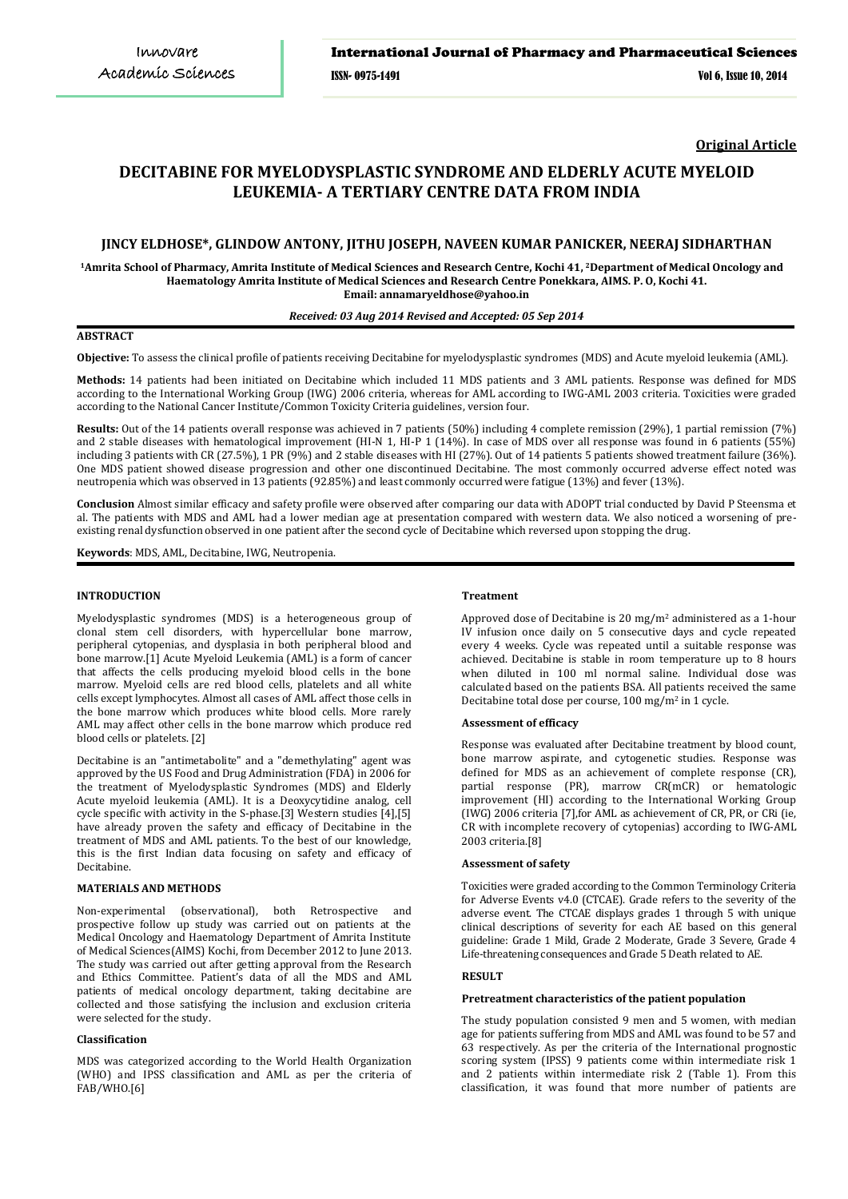**Original Article**

# DECITABINE FOR MYELODYSPLASTIC SYNDROME AND ELDERLY ACUTE MYELOID LEUKEMIA- A TERTIARY CENTRE DATA FROM INDIA

### JINCY ELDHOSE*, GLINDOW ANTONY, JITHU JOSEPH, NAVEEN KUMAR PANICKER, NEERAJ SIDHARTHAN

[1]Amrita School of Pharmacy, Amrita Institute of Medical Sciences and Research Centre, Kochi 41, [2]Department of Medical Oncology and Haematology Amrita Institute of Medical Sciences and Research Centre Ponekkara, AIMS. P. O, Kochi 41.
Email: annamaryeldhose@yahoo.in

*Received: 03 Aug 2014 Revised and Accepted: 05 Sep 2014*

## ABSTRACT

**Objective:** To assess the clinical profile of patients receiving Decitabine for myelodysplastic syndromes (MDS) and Acute myeloid leukemia (AML).

**Methods:** 14 patients had been initiated on Decitabine which included 11 MDS patients and 3 AML patients. Response was defined for MDS according to the International Working Group (IWG) 2006 criteria, whereas for AML according to IWG-AML 2003 criteria. Toxicities were graded according to the National Cancer Institute/Common Toxicity Criteria guidelines, version four.

**Results:** Out of the 14 patients overall response was achieved in 7 patients (50%) including 4 complete remission (29%), 1 partial remission (7%) and 2 stable diseases with hematological improvement (HI-N 1, HI-P 1 (14%). In case of MDS over all response was found in 6 patients (55%) including 3 patients with CR (27.5%), 1 PR (9%) and 2 stable diseases with HI (27%). Out of 14 patients 5 patients showed treatment failure (36%). One MDS patient showed disease progression and other one discontinued Decitabine. The most commonly occurred adverse effect noted was neutropenia which was observed in 13 patients (92.85%) and least commonly occurred were fatigue (13%) and fever (13%).

**Conclusion** Almost similar efficacy and safety profile were observed after comparing our data with ADOPT trial conducted by David P Steensma et al. The patients with MDS and AML had a lower median age at presentation compared with western data. We also noticed a worsening of pre-existing renal dysfunction observed in one patient after the second cycle of Decitabine which reversed upon stopping the drug.

**Keywords**: MDS, AML, Decitabine, IWG, Neutropenia.

## INTRODUCTION

Myelodysplastic syndromes (MDS) is a heterogeneous group of clonal stem cell disorders, with hypercellular bone marrow, peripheral cytopenias, and dysplasia in both peripheral blood and bone marrow.[1] Acute Myeloid Leukemia (AML) is a form of cancer that affects the cells producing myeloid blood cells in the bone marrow. Myeloid cells are red blood cells, platelets and all white cells except lymphocytes. Almost all cases of AML affect those cells in the bone marrow which produces white blood cells. More rarely AML may affect other cells in the bone marrow which produce red blood cells or platelets. [2]

Decitabine is an "antimetabolite" and a "demethylating" agent was approved by the US Food and Drug Administration (FDA) in 2006 for the treatment of Myelodysplastic Syndromes (MDS) and Elderly Acute myeloid leukemia (AML). It is a Deoxycytidine analog, cell cycle specific with activity in the S-phase.[3] Western studies [4],[5] have already proven the safety and efficacy of Decitabine in the treatment of MDS and AML patients. To the best of our knowledge, this is the first Indian data focusing on safety and efficacy of Decitabine.

## MATERIALS AND METHODS

Non-experimental (observational), both Retrospective and prospective follow up study was carried out on patients at the Medical Oncology and Haematology Department of Amrita Institute of Medical Sciences(AIMS) Kochi, from December 2012 to June 2013. The study was carried out after getting approval from the Research and Ethics Committee. Patient's data of all the MDS and AML patients of medical oncology department, taking decitabine are collected and those satisfying the inclusion and exclusion criteria were selected for the study.

### Classification

MDS was categorized according to the World Health Organization (WHO) and IPSS classification and AML as per the criteria of FAB/WHO.[6]

### Treatment

Approved dose of Decitabine is 20 mg/m$^2$ administered as a 1-hour IV infusion once daily on 5 consecutive days and cycle repeated every 4 weeks. Cycle was repeated until a suitable response was achieved. Decitabine is stable in room temperature up to 8 hours when diluted in 100 ml normal saline. Individual dose was calculated based on the patients BSA. All patients received the same Decitabine total dose per course, 100 mg/m$^2$ in 1 cycle.

### Assessment of efficacy

Response was evaluated after Decitabine treatment by blood count, bone marrow aspirate, and cytogenetic studies. Response was defined for MDS as an achievement of complete response (CR), partial response (PR), marrow CR(mCR) or hematologic improvement (HI) according to the International Working Group (IWG) 2006 criteria [7],for AML as achievement of CR, PR, or CRi (ie, CR with incomplete recovery of cytopenias) according to IWG-AML 2003 criteria.[8]

### Assessment of safety

Toxicities were graded according to the Common Terminology Criteria for Adverse Events v4.0 (CTCAE). Grade refers to the severity of the adverse event. The CTCAE displays grades 1 through 5 with unique clinical descriptions of severity for each AE based on this general guideline: Grade 1 Mild, Grade 2 Moderate, Grade 3 Severe, Grade 4 Life-threatening consequences and Grade 5 Death related to AE.

## RESULT

### Pretreatment characteristics of the patient population

The study population consisted 9 men and 5 women, with median age for patients suffering from MDS and AML was found to be 57 and 63 respectively. As per the criteria of the International prognostic scoring system (IPSS) 9 patients come within intermediate risk 1 and 2 patients within intermediate risk 2 (Table 1). From this classification, it was found that more number of patients are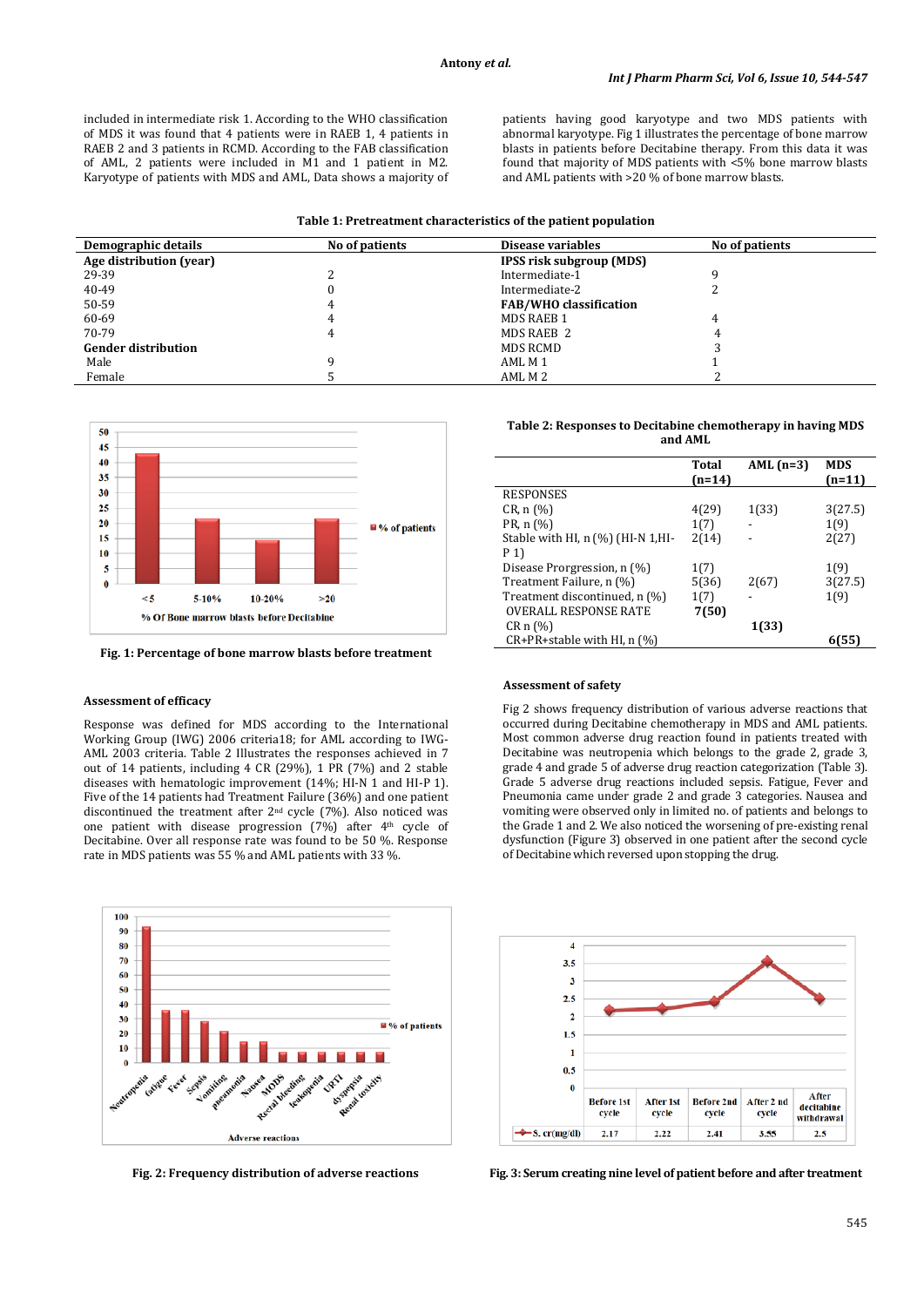included in intermediate risk 1. According to the WHO classification of MDS it was found that 4 patients were in RAEB 1, 4 patients in RAEB 2 and 3 patients in RCMD. According to the FAB classification of AML, 2 patients were included in M1 and 1 patient in M2. Karyotype of patients with MDS and AML, Data shows a majority of patients having good karyotype and two MDS patients with abnormal karyotype. Fig 1 illustrates the percentage of bone marrow blasts in patients before Decitabine therapy. From this data it was found that majority of MDS patients with <5% bone marrow blasts and AML patients with >20 % of bone marrow blasts.

**Table 1: Pretreatment characteristics of the patient population**

| Demographic details | No of patients | Disease variables | No of patients |
|---|---|---|---|
| **Age distribution (year)** | | **IPSS risk subgroup (MDS)** | |
| 29-39 | 2 | Intermediate-1 | 9 |
| 40-49 | 0 | Intermediate-2 | 2 |
| 50-59 | 4 | **FAB/WHO classification** | |
| 60-69 | 4 | MDS RAEB 1 | 4 |
| 70-79 | 4 | MDS RAEB 2 | 4 |
| **Gender distribution** | | MDS RCMD | 3 |
| Male | 9 | AML M 1 | 1 |
| Female | 5 | AML M 2 | 2 |

Fig. 1: Percentage of bone marrow blasts before treatment

**Table 2: Responses to Decitabine chemotherapy in having MDS and AML**

| | Total (n=14) | AML (n=3) | MDS (n=11) |
|---|---|---|---|
| RESPONSES | | | |
| CR, n (%) | 4(29) | 1(33) | 3(27.5) |
| PR, n (%) | 1(7) | - | 1(9) |
| Stable with HI, n (%) (HI-N 1,HI-P 1) | 2(14) | - | 2(27) |
| Disease Progression, n (%) | 1(7) | | 1(9) |
| Treatment Failure, n (%) | 5(36) | 2(67) | 3(27.5) |
| Treatment discontinued, n (%) | 1(7) | - | 1(9) |
| OVERALL RESPONSE RATE | **7(50)** | | |
| CR n (%) | | **1(33)** | |
| CR+PR+stable with HI, n (%) | | | **6(55)** |

### Assessment of efficacy

Response was defined for MDS according to the International Working Group (IWG) 2006 criteria18; for AML according to IWG-AML 2003 criteria. Table 2 Illustrates the responses achieved in 7 out of 14 patients, including 4 CR (29%), 1 PR (7%) and 2 stable diseases with hematologic improvement (14%; HI-N 1 and HI-P 1). Five of the 14 patients had Treatment Failure (36%) and one patient discontinued the treatment after 2nd cycle (7%). Also noticed was one patient with disease progression (7%) after 4th cycle of Decitabine. Over all response rate was found to be 50 %. Response rate in MDS patients was 55 % and AML patients with 33 %.

### Assessment of safety

Fig 2 shows frequency distribution of various adverse reactions that occurred during Decitabine chemotherapy in MDS and AML patients. Most common adverse drug reaction found in patients treated with Decitabine was neutropenia which belongs to the grade 2, grade 3, grade 4 and grade 5 of adverse drug reaction categorization (Table 3). Grade 5 adverse drug reactions included sepsis. Fatigue, Fever and Pneumonia came under grade 2 and grade 3 categories. Nausea and vomiting were observed only in limited no. of patients and belongs to the Grade 1 and 2. We also noticed the worsening of pre-existing renal dysfunction (Figure 3) observed in one patient after the second cycle of Decitabine which reversed upon stopping the drug.

Fig. 2: Frequency distribution of adverse reactions

Fig. 3: Serum creating nine level of patient before and after treatment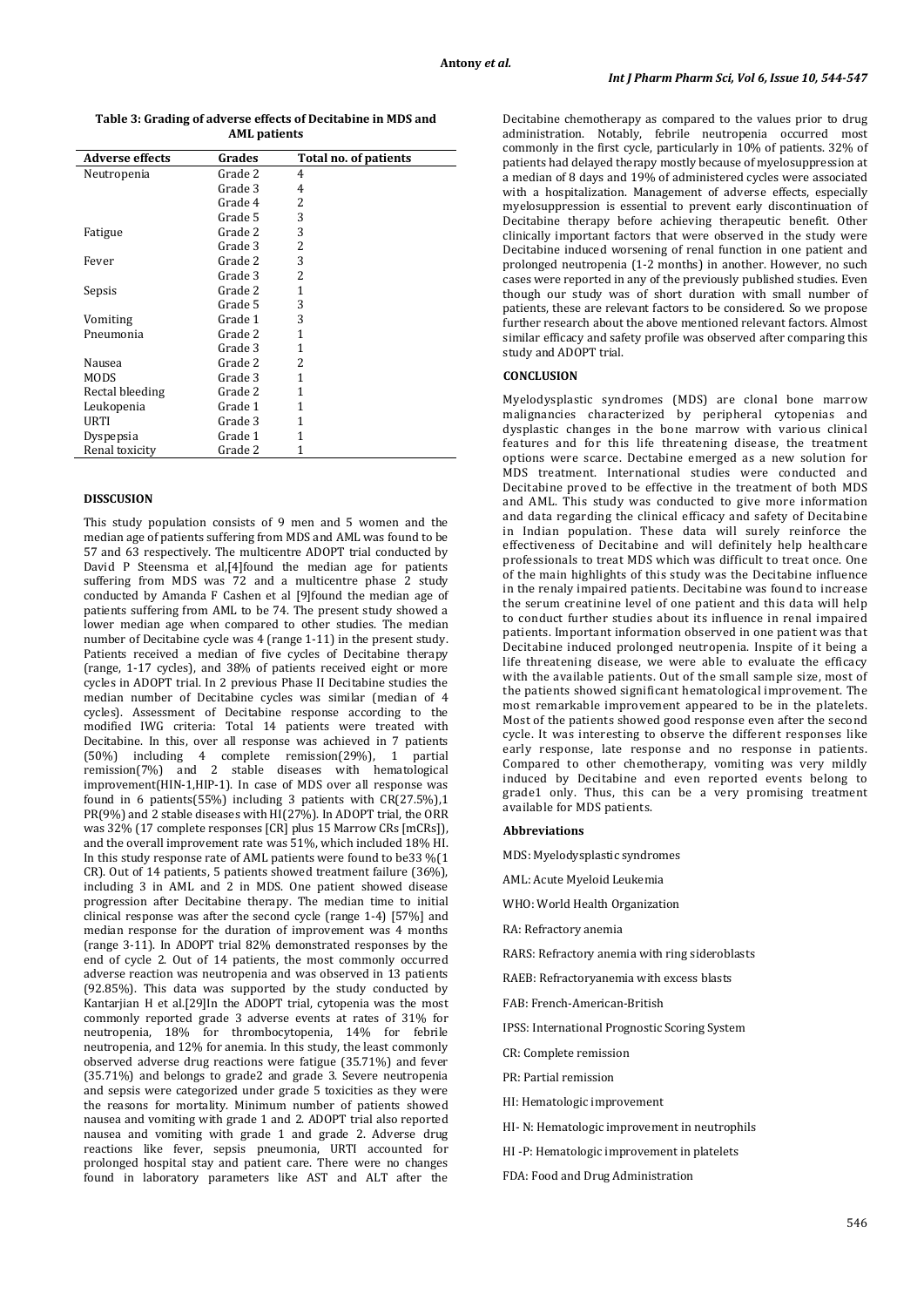**Table 3: Grading of adverse effects of Decitabine in MDS and AML patients**

| Adverse effects | Grades | Total no. of patients |
|---|---|---|
| Neutropenia | Grade 2 | 4 |
| | Grade 3 | 4 |
| | Grade 4 | 2 |
| | Grade 5 | 3 |
| Fatigue | Grade 2 | 3 |
| | Grade 3 | 2 |
| Fever | Grade 2 | 3 |
| | Grade 3 | 2 |
| Sepsis | Grade 2 | 1 |
| | Grade 5 | 3 |
| Vomiting | Grade 1 | 3 |
| Pneumonia | Grade 2 | 1 |
| | Grade 3 | 1 |
| Nausea | Grade 2 | 2 |
| MODS | Grade 3 | 1 |
| Rectal bleeding | Grade 2 | 1 |
| Leukopenia | Grade 1 | 1 |
| URTI | Grade 3 | 1 |
| Dyspepsia | Grade 1 | 1 |
| Renal toxicity | Grade 2 | 1 |

## DISSCUSION

This study population consists of 9 men and 5 women and the median age of patients suffering from MDS and AML was found to be 57 and 63 respectively. The multicentre ADOPT trial conducted by David P Steensma et al,[4]found the median age for patients suffering from MDS was 72 and a multicentre phase 2 study conducted by Amanda F Cashen et al [9]found the median age of patients suffering from AML to be 74. The present study showed a lower median age when compared to other studies. The median number of Decitabine cycle was 4 (range 1-11) in the present study. Patients received a median of five cycles of Decitabine therapy (range, 1-17 cycles), and 38% of patients received eight or more cycles in ADOPT trial. In 2 previous Phase II Decitabine studies the median number of Decitabine cycles was similar (median of 4 cycles). Assessment of Decitabine response according to the modified IWG criteria: Total 14 patients were treated with Decitabine. In this, over all response was achieved in 7 patients (50%) including 4 complete remission(29%), 1 partial remission(7%) and 2 stable diseases with hematological improvement(HIN-1,HIP-1). In case of MDS over all response was found in 6 patients(55%) including 3 patients with CR(27.5%),1 PR(9%) and 2 stable diseases with HI(27%). In ADOPT trial, the ORR was 32% (17 complete responses [CR] plus 15 Marrow CRs [mCRs]), and the overall improvement rate was 51%, which included 18% HI. In this study response rate of AML patients were found to be33 %(1 CR). Out of 14 patients, 5 patients showed treatment failure (36%), including 3 in AML and 2 in MDS. One patient showed disease progression after Decitabine therapy. The median time to initial clinical response was after the second cycle (range 1-4) [57%] and median response for the duration of improvement was 4 months (range 3-11). In ADOPT trial 82% demonstrated responses by the end of cycle 2. Out of 14 patients, the most commonly occurred adverse reaction was neutropenia and was observed in 13 patients (92.85%). This data was supported by the study conducted by Kantarjian H et al.[29]In the ADOPT trial, cytopenia was the most commonly reported grade 3 adverse events at rates of 31% for neutropenia, 18% for thrombocytopenia, 14% for febrile neutropenia, and 12% for anemia. In this study, the least commonly observed adverse drug reactions were fatigue (35.71%) and fever (35.71%) and belongs to grade2 and grade 3. Severe neutropenia and sepsis were categorized under grade 5 toxicities as they were the reasons for mortality. Minimum number of patients showed nausea and vomiting with grade 1 and 2. ADOPT trial also reported nausea and vomiting with grade 1 and grade 2. Adverse drug reactions like fever, sepsis pneumonia, URTI accounted for prolonged hospital stay and patient care. There were no changes found in laboratory parameters like AST and ALT after the Decitabine chemotherapy as compared to the values prior to drug administration. Notably, febrile neutropenia occurred most commonly in the first cycle, particularly in 10% of patients. 32% of patients had delayed therapy mostly because of myelosuppression at a median of 8 days and 19% of administered cycles were associated with a hospitalization. Management of adverse effects, especially myelosuppression is essential to prevent early discontinuation of Decitabine therapy before achieving therapeutic benefit. Other clinically important factors that were observed in the study were Decitabine induced worsening of renal function in one patient and prolonged neutropenia (1-2 months) in another. However, no such cases were reported in any of the previously published studies. Even though our study was of short duration with small number of patients, these are relevant factors to be considered. So we propose further research about the above mentioned relevant factors. Almost similar efficacy and safety profile was observed after comparing this study and ADOPT trial.

## CONCLUSION

Myelodysplastic syndromes (MDS) are clonal bone marrow malignancies characterized by peripheral cytopenias and dysplastic changes in the bone marrow with various clinical features and for this life threatening disease, the treatment options were scarce. Dectabine emerged as a new solution for MDS treatment. International studies were conducted and Decitabine proved to be effective in the treatment of both MDS and AML. This study was conducted to give more information and data regarding the clinical efficacy and safety of Decitabine in Indian population. These data will surely reinforce the effectiveness of Decitabine and will definitely help healthcare professionals to treat MDS which was difficult to treat once. One of the main highlights of this study was the Decitabine influence in the renaly impaired patients. Decitabine was found to increase the serum creatinine level of one patient and this data will help to conduct further studies about its influence in renal impaired patients. Important information observed in one patient was that Decitabine induced prolonged neutropenia. Inspite of it being a life threatening disease, we were able to evaluate the efficacy with the available patients. Out of the small sample size, most of the patients showed significant hematological improvement. The most remarkable improvement appeared to be in the platelets. Most of the patients showed good response even after the second cycle. It was interesting to observe the different responses like early response, late response and no response in patients. Compared to other chemotherapy, vomiting was very mildly induced by Decitabine and even reported events belong to grade1 only. Thus, this can be a very promising treatment available for MDS patients.

### Abbreviations

MDS: Myelodysplastic syndromes

AML: Acute Myeloid Leukemia

WHO: World Health Organization

RA: Refractory anemia

RARS: Refractory anemia with ring sideroblasts

RAEB: Refractoryanemia with excess blasts

FAB: French-American-British

IPSS: International Prognostic Scoring System

CR: Complete remission

PR: Partial remission

HI: Hematologic improvement

HI- N: Hematologic improvement in neutrophils

HI -P: Hematologic improvement in platelets

FDA: Food and Drug Administration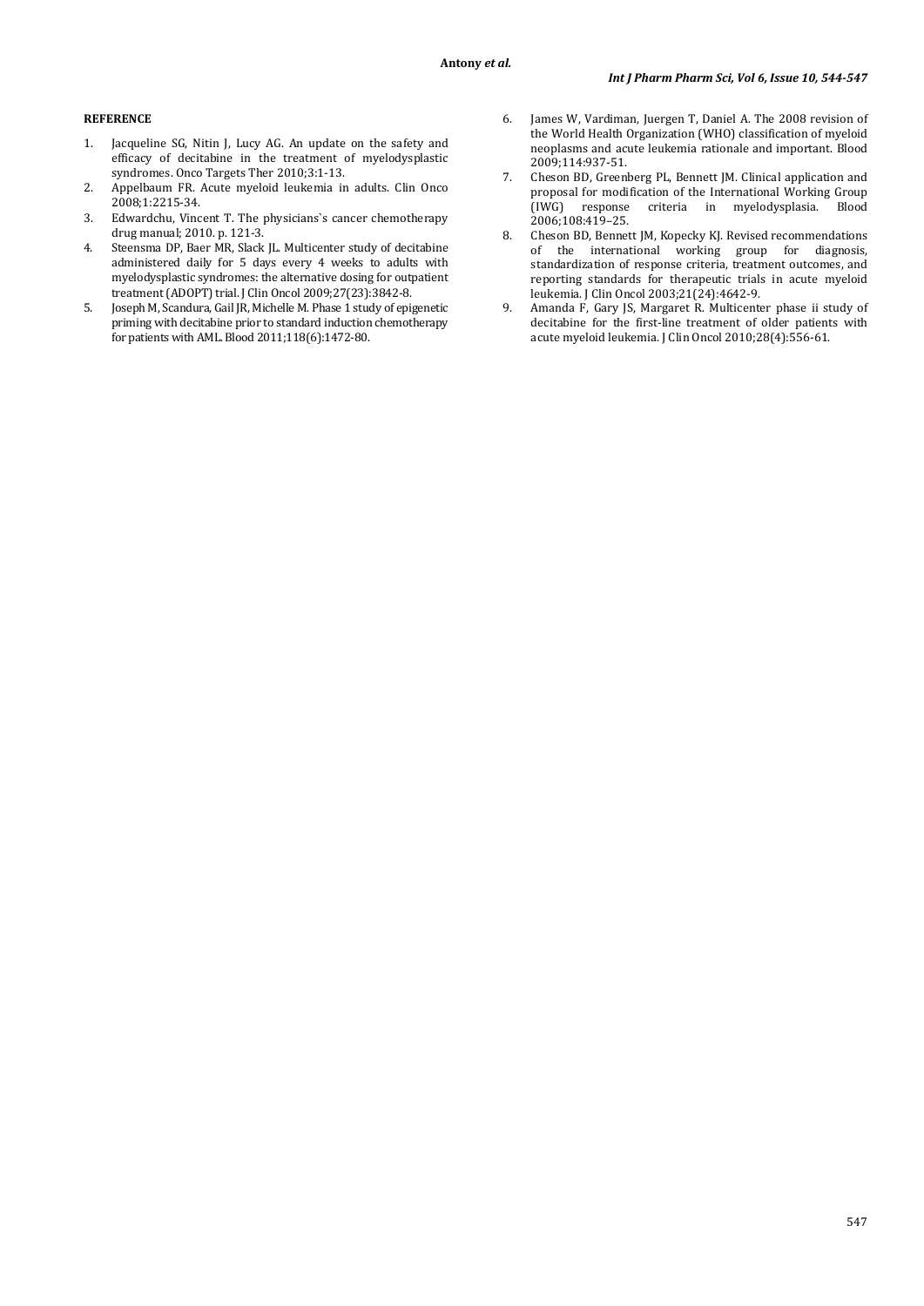## REFERENCE

1. Jacqueline SG, Nitin J, Lucy AG. An update on the safety and efficacy of decitabine in the treatment of myelodysplastic syndromes. Onco Targets Ther 2010;3:1-13.
2. Appelbaum FR. Acute myeloid leukemia in adults. Clin Onco 2008;1:2215-34.
3. Edwardchu, Vincent T. The physicians`s cancer chemotherapy drug manual; 2010. p. 121-3.
4. Steensma DP, Baer MR, Slack JL. Multicenter study of decitabine administered daily for 5 days every 4 weeks to adults with myelodysplastic syndromes: the alternative dosing for outpatient treatment (ADOPT) trial. J Clin Oncol 2009;27(23):3842-8.
5. Joseph M, Scandura, Gail JR, Michelle M. Phase 1 study of epigenetic priming with decitabine prior to standard induction chemotherapy for patients with AML. Blood 2011;118(6):1472-80.
6. James W, Vardiman, Juergen T, Daniel A. The 2008 revision of the World Health Organization (WHO) classification of myeloid neoplasms and acute leukemia rationale and important. Blood 2009;114:937-51.
7. Cheson BD, Greenberg PL, Bennett JM. Clinical application and proposal for modification of the International Working Group (IWG) response criteria in myelodysplasia. Blood 2006;108:419–25.
8. Cheson BD, Bennett JM, Kopecky KJ. Revised recommendations of the international working group for diagnosis, standardization of response criteria, treatment outcomes, and reporting standards for therapeutic trials in acute myeloid leukemia. J Clin Oncol 2003;21(24):4642-9.
9. Amanda F, Gary JS, Margaret R. Multicenter phase ii study of decitabine for the first-line treatment of older patients with acute myeloid leukemia. J Clin Oncol 2010;28(4):556-61.